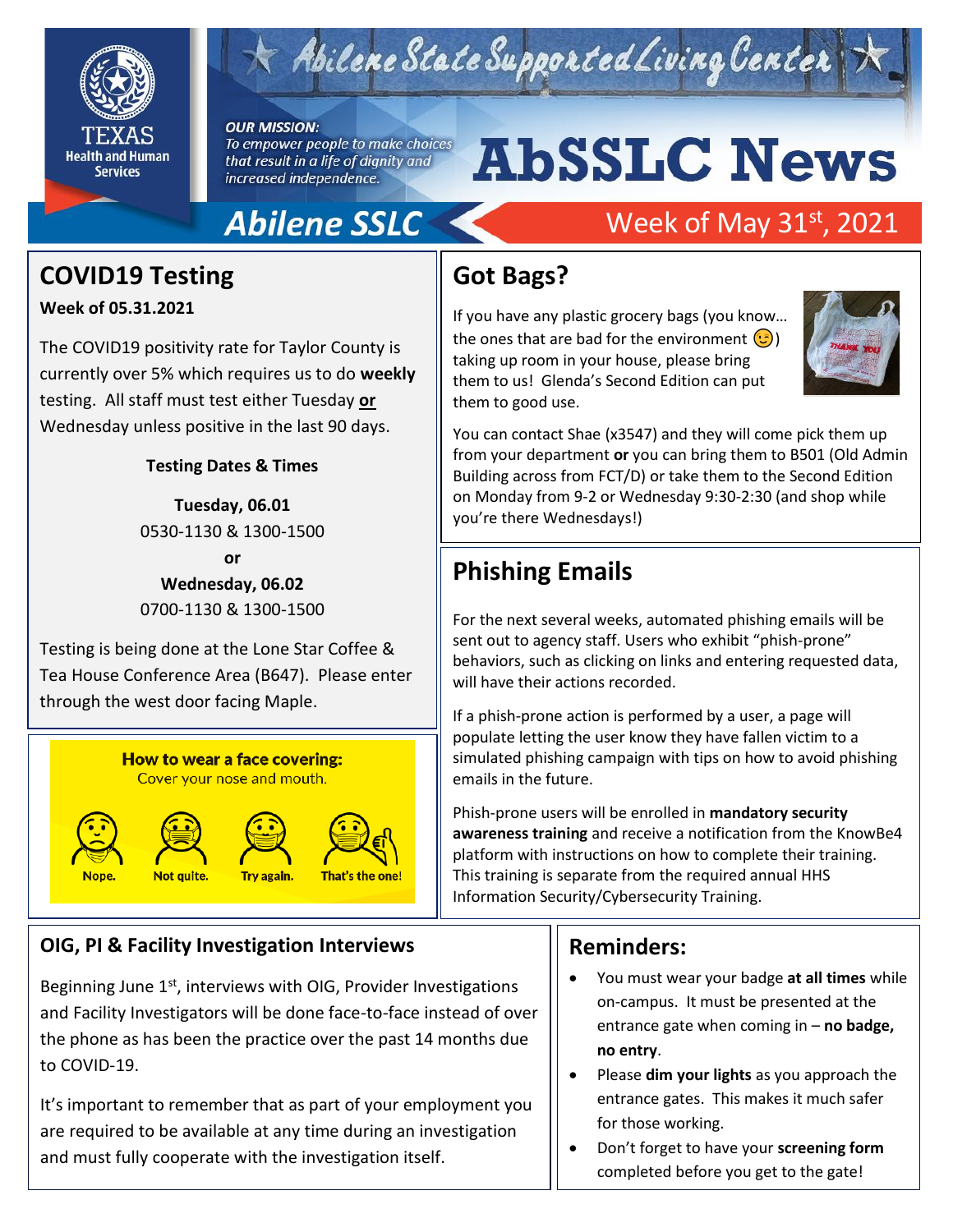# Abilene State Supported Living Center

**OUR MISSION:** *To empower people to make choices that result in a life of dignity and increased independence.*

# AbSSLC News

**Abilene SSLC** — Week of May 31st, 2021

## COVID19 Testing

**Week of 05.31.2021**

The COVID19 positivity rate for Taylor County is currently over 5% which requires us to do **weekly** testing. All staff must test either Tuesday **or** Wednesday unless positive in the last 90 days.

**Testing Dates & Times**

**Tuesday, 06.01**
0530-1130 & 1300-1500

**or**

**Wednesday, 06.02**
0700-1130 & 1300-1500

Testing is being done at the Lone Star Coffee & Tea House Conference Area (B647). Please enter through the west door facing Maple.

**How to wear a face covering:**
Cover your nose and mouth.

Nope. | Not quite. | Try again. | That's the one!

## Got Bags?

If you have any plastic grocery bags (you know… the ones that are bad for the environment 😉) taking up room in your house, please bring them to us! Glenda's Second Edition can put them to good use.

You can contact Shae (x3547) and they will come pick them up from your department **or** you can bring them to B501 (Old Admin Building across from FCT/D) or take them to the Second Edition on Monday from 9-2 or Wednesday 9:30-2:30 (and shop while you're there Wednesdays!)

## Phishing Emails

For the next several weeks, automated phishing emails will be sent out to agency staff. Users who exhibit "phish-prone" behaviors, such as clicking on links and entering requested data, will have their actions recorded.

If a phish-prone action is performed by a user, a page will populate letting the user know they have fallen victim to a simulated phishing campaign with tips on how to avoid phishing emails in the future.

Phish-prone users will be enrolled in **mandatory security awareness training** and receive a notification from the KnowBe4 platform with instructions on how to complete their training. This training is separate from the required annual HHS Information Security/Cybersecurity Training.

## OIG, PI & Facility Investigation Interviews

Beginning June 1st, interviews with OIG, Provider Investigations and Facility Investigators will be done face-to-face instead of over the phone as has been the practice over the past 14 months due to COVID-19.

It's important to remember that as part of your employment you are required to be available at any time during an investigation and must fully cooperate with the investigation itself.

## Reminders:

- You must wear your badge **at all times** while on-campus. It must be presented at the entrance gate when coming in – **no badge, no entry**.
- Please **dim your lights** as you approach the entrance gates. This makes it much safer for those working.
- Don't forget to have your **screening form** completed before you get to the gate!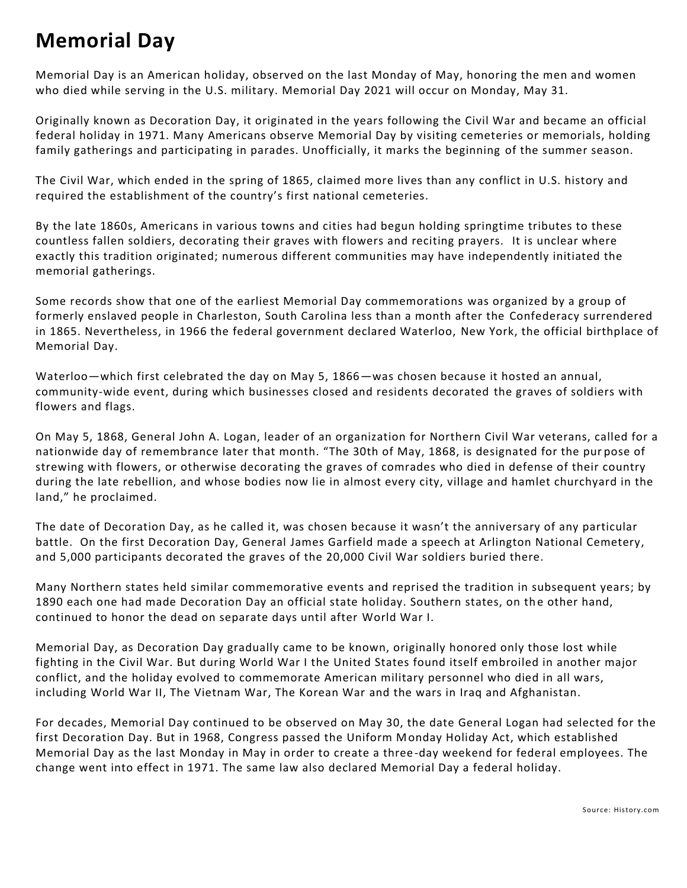# Memorial Day

Memorial Day is an American holiday, observed on the last Monday of May, honoring the men and women who died while serving in the U.S. military. Memorial Day 2021 will occur on Monday, May 31.

Originally known as Decoration Day, it originated in the years following the Civil War and became an official federal holiday in 1971. Many Americans observe Memorial Day by visiting cemeteries or memorials, holding family gatherings and participating in parades. Unofficially, it marks the beginning of the summer season.

The Civil War, which ended in the spring of 1865, claimed more lives than any conflict in U.S. history and required the establishment of the country's first national cemeteries.

By the late 1860s, Americans in various towns and cities had begun holding springtime tributes to these countless fallen soldiers, decorating their graves with flowers and reciting prayers. It is unclear where exactly this tradition originated; numerous different communities may have independently initiated the memorial gatherings.

Some records show that one of the earliest Memorial Day commemorations was organized by a group of formerly enslaved people in Charleston, South Carolina less than a month after the Confederacy surrendered in 1865. Nevertheless, in 1966 the federal government declared Waterloo, New York, the official birthplace of Memorial Day.

Waterloo—which first celebrated the day on May 5, 1866—was chosen because it hosted an annual, community-wide event, during which businesses closed and residents decorated the graves of soldiers with flowers and flags.

On May 5, 1868, General John A. Logan, leader of an organization for Northern Civil War veterans, called for a nationwide day of remembrance later that month. "The 30th of May, 1868, is designated for the purpose of strewing with flowers, or otherwise decorating the graves of comrades who died in defense of their country during the late rebellion, and whose bodies now lie in almost every city, village and hamlet churchyard in the land," he proclaimed.

The date of Decoration Day, as he called it, was chosen because it wasn't the anniversary of any particular battle. On the first Decoration Day, General James Garfield made a speech at Arlington National Cemetery, and 5,000 participants decorated the graves of the 20,000 Civil War soldiers buried there.

Many Northern states held similar commemorative events and reprised the tradition in subsequent years; by 1890 each one had made Decoration Day an official state holiday. Southern states, on the other hand, continued to honor the dead on separate days until after World War I.

Memorial Day, as Decoration Day gradually came to be known, originally honored only those lost while fighting in the Civil War. But during World War I the United States found itself embroiled in another major conflict, and the holiday evolved to commemorate American military personnel who died in all wars, including World War II, The Vietnam War, The Korean War and the wars in Iraq and Afghanistan.

For decades, Memorial Day continued to be observed on May 30, the date General Logan had selected for the first Decoration Day. But in 1968, Congress passed the Uniform Monday Holiday Act, which established Memorial Day as the last Monday in May in order to create a three-day weekend for federal employees. The change went into effect in 1971. The same law also declared Memorial Day a federal holiday.

Source: History.com